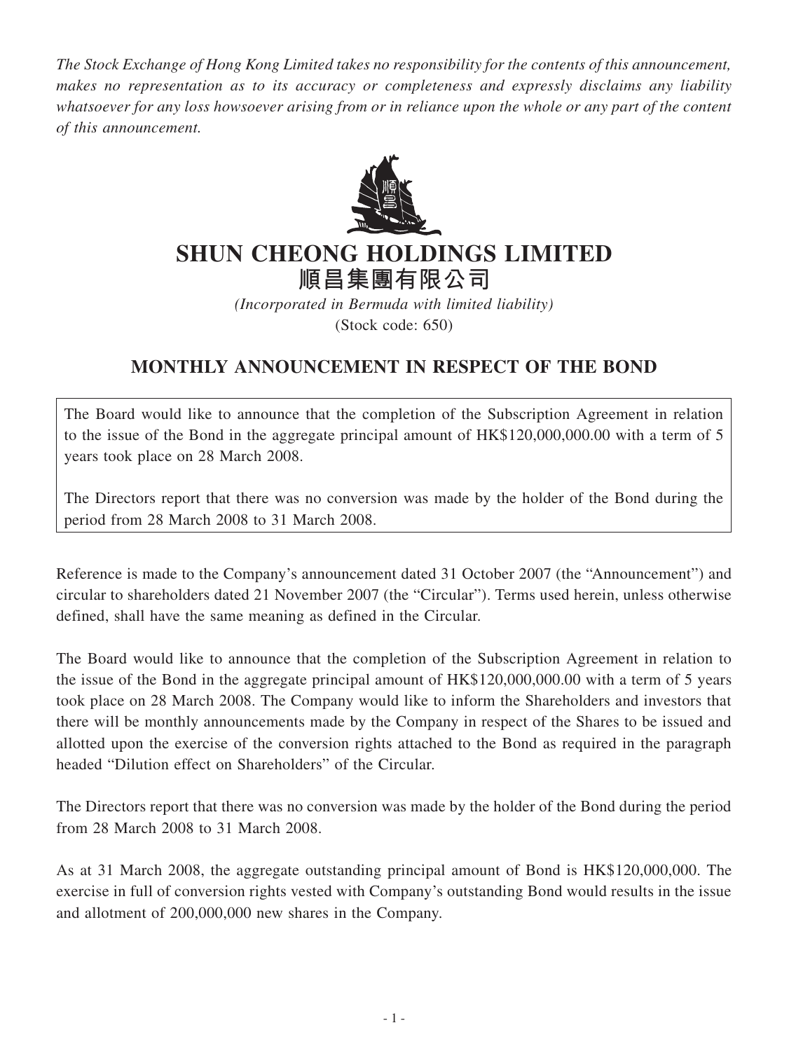*The Stock Exchange of Hong Kong Limited takes no responsibility for the contents of this announcement, makes no representation as to its accuracy or completeness and expressly disclaims any liability whatsoever for any loss howsoever arising from or in reliance upon the whole or any part of the content of this announcement.*

# SHUN CHEONG HOLDINGS LIMITED
# 順昌集團有限公司

*(Incorporated in Bermuda with limited liability)*
(Stock code: 650)

## MONTHLY ANNOUNCEMENT IN RESPECT OF THE BOND

The Board would like to announce that the completion of the Subscription Agreement in relation to the issue of the Bond in the aggregate principal amount of HK$120,000,000.00 with a term of 5 years took place on 28 March 2008.

The Directors report that there was no conversion was made by the holder of the Bond during the period from 28 March 2008 to 31 March 2008.

Reference is made to the Company's announcement dated 31 October 2007 (the "Announcement") and circular to shareholders dated 21 November 2007 (the "Circular"). Terms used herein, unless otherwise defined, shall have the same meaning as defined in the Circular.

The Board would like to announce that the completion of the Subscription Agreement in relation to the issue of the Bond in the aggregate principal amount of HK$120,000,000.00 with a term of 5 years took place on 28 March 2008. The Company would like to inform the Shareholders and investors that there will be monthly announcements made by the Company in respect of the Shares to be issued and allotted upon the exercise of the conversion rights attached to the Bond as required in the paragraph headed "Dilution effect on Shareholders" of the Circular.

The Directors report that there was no conversion was made by the holder of the Bond during the period from 28 March 2008 to 31 March 2008.

As at 31 March 2008, the aggregate outstanding principal amount of Bond is HK$120,000,000. The exercise in full of conversion rights vested with Company's outstanding Bond would results in the issue and allotment of 200,000,000 new shares in the Company.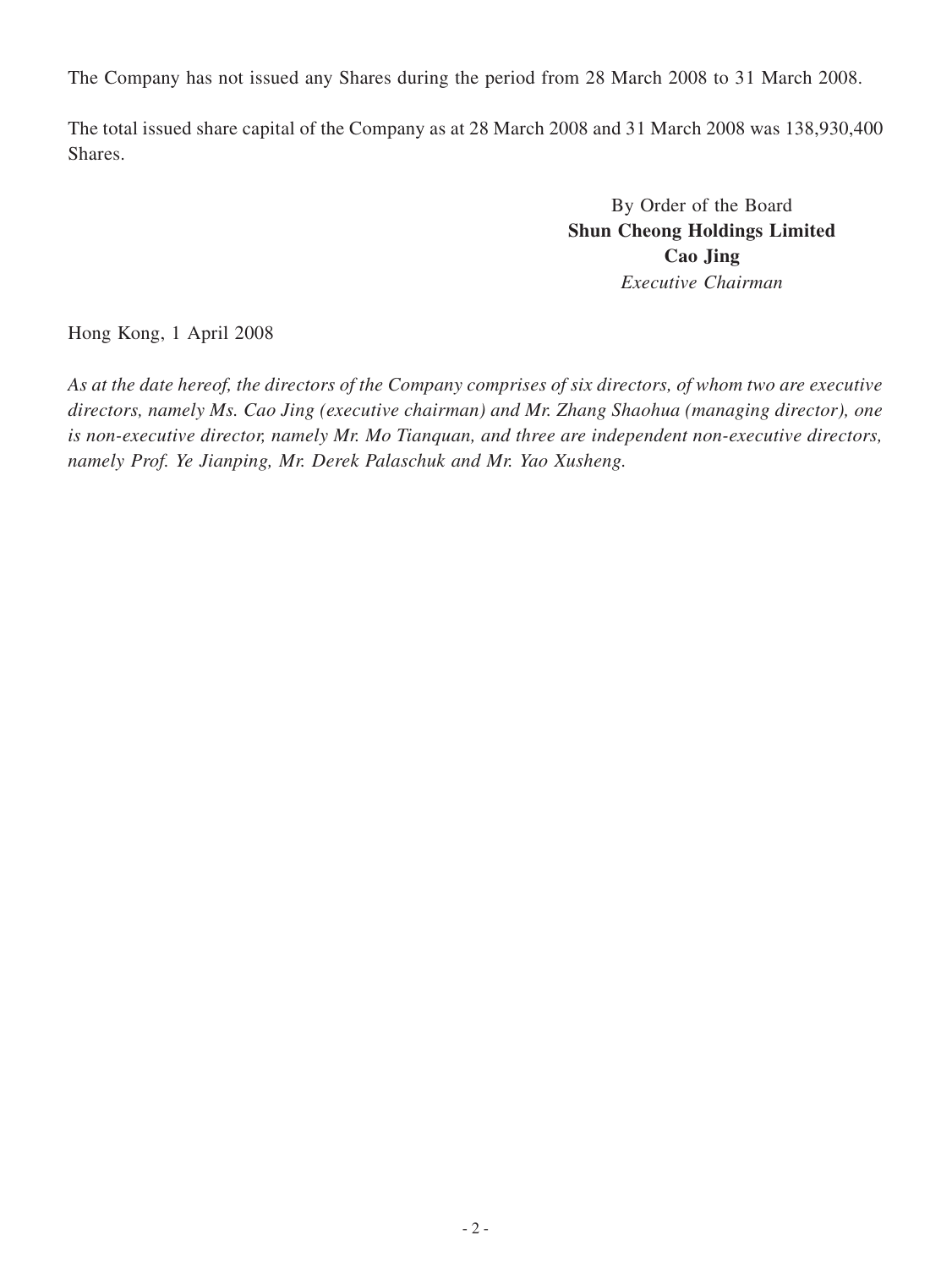The Company has not issued any Shares during the period from 28 March 2008 to 31 March 2008.

The total issued share capital of the Company as at 28 March 2008 and 31 March 2008 was 138,930,400 Shares.

By Order of the Board
**Shun Cheong Holdings Limited**
**Cao Jing**
*Executive Chairman*

Hong Kong, 1 April 2008

*As at the date hereof, the directors of the Company comprises of six directors, of whom two are executive directors, namely Ms. Cao Jing (executive chairman) and Mr. Zhang Shaohua (managing director), one is non-executive director, namely Mr. Mo Tianquan, and three are independent non-executive directors, namely Prof. Ye Jianping, Mr. Derek Palaschuk and Mr. Yao Xusheng.*